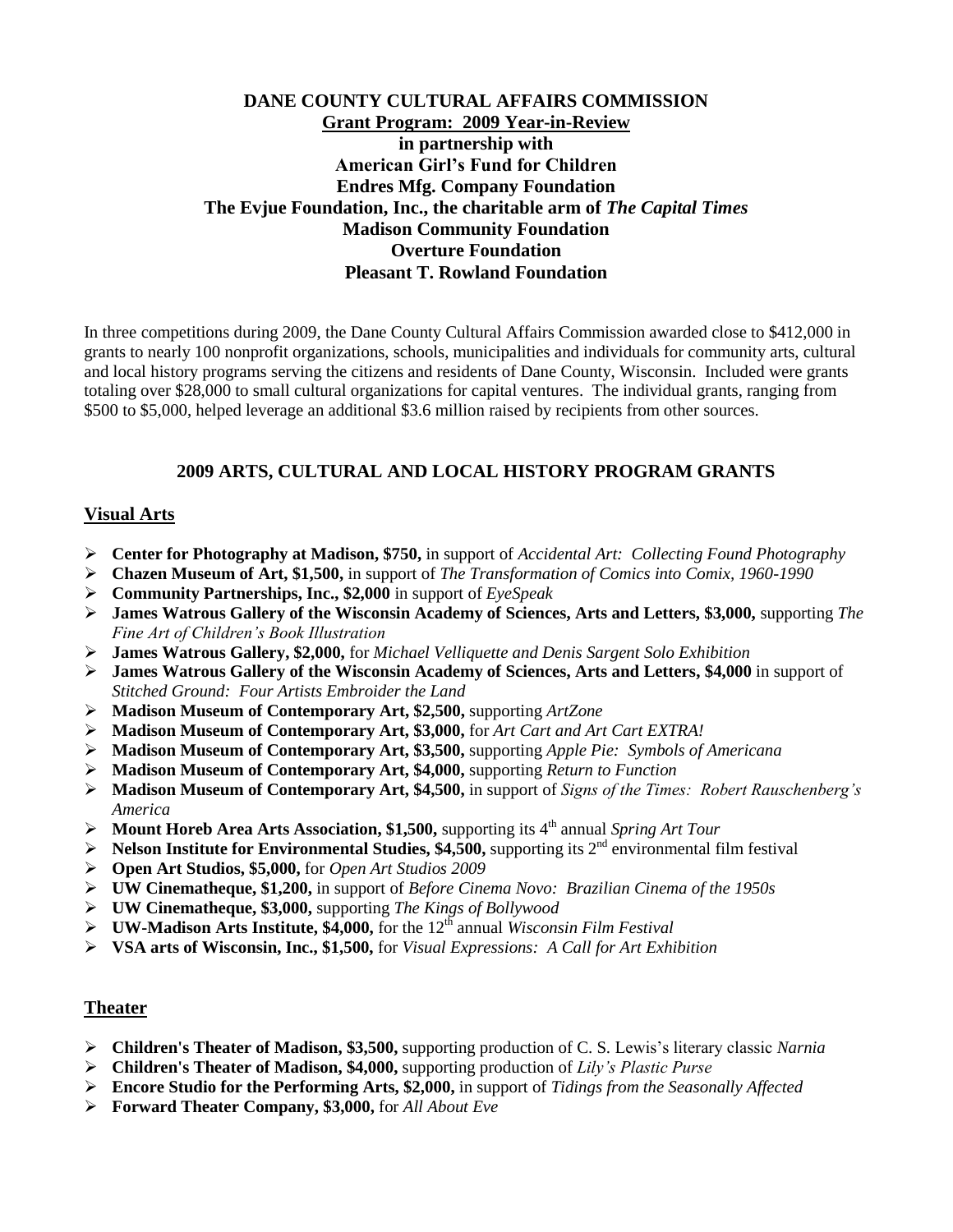# DANE COUNTY CULTURAL AFFAIRS COMMISSION

## Grant Program: 2009 Year-in-Review

**in partnership with**
**American Girl's Fund for Children**
**Endres Mfg. Company Foundation**
**The Evjue Foundation, Inc., the charitable arm of *The Capital Times***
**Madison Community Foundation**
**Overture Foundation**
**Pleasant T. Rowland Foundation**

In three competitions during 2009, the Dane County Cultural Affairs Commission awarded close to $412,000 in grants to nearly 100 nonprofit organizations, schools, municipalities and individuals for community arts, cultural and local history programs serving the citizens and residents of Dane County, Wisconsin. Included were grants totaling over $28,000 to small cultural organizations for capital ventures. The individual grants, ranging from $500 to $5,000, helped leverage an additional $3.6 million raised by recipients from other sources.

## 2009 ARTS, CULTURAL AND LOCAL HISTORY PROGRAM GRANTS

### Visual Arts

- **Center for Photography at Madison, $750,** in support of *Accidental Art: Collecting Found Photography*
- **Chazen Museum of Art, $1,500,** in support of *The Transformation of Comics into Comix, 1960-1990*
- **Community Partnerships, Inc., $2,000** in support of *EyeSpeak*
- **James Watrous Gallery of the Wisconsin Academy of Sciences, Arts and Letters, $3,000,** supporting *The Fine Art of Children's Book Illustration*
- **James Watrous Gallery, $2,000,** for *Michael Velliquette and Denis Sargent Solo Exhibition*
- **James Watrous Gallery of the Wisconsin Academy of Sciences, Arts and Letters, $4,000** in support of *Stitched Ground: Four Artists Embroider the Land*
- **Madison Museum of Contemporary Art, $2,500,** supporting *ArtZone*
- **Madison Museum of Contemporary Art, $3,000,** for *Art Cart and Art Cart EXTRA!*
- **Madison Museum of Contemporary Art, $3,500,** supporting *Apple Pie: Symbols of Americana*
- **Madison Museum of Contemporary Art, $4,000,** supporting *Return to Function*
- **Madison Museum of Contemporary Art, $4,500,** in support of *Signs of the Times: Robert Rauschenberg's America*
- **Mount Horeb Area Arts Association, $1,500,** supporting its 4th annual *Spring Art Tour*
- **Nelson Institute for Environmental Studies, $4,500,** supporting its 2nd environmental film festival
- **Open Art Studios, $5,000,** for *Open Art Studios 2009*
- **UW Cinematheque, $1,200,** in support of *Before Cinema Novo: Brazilian Cinema of the 1950s*
- **UW Cinematheque, $3,000,** supporting *The Kings of Bollywood*
- **UW-Madison Arts Institute, $4,000,** for the 12th annual *Wisconsin Film Festival*
- **VSA arts of Wisconsin, Inc., $1,500,** for *Visual Expressions: A Call for Art Exhibition*

### Theater

- **Children's Theater of Madison, $3,500,** supporting production of C. S. Lewis's literary classic *Narnia*
- **Children's Theater of Madison, $4,000,** supporting production of *Lily's Plastic Purse*
- **Encore Studio for the Performing Arts, $2,000,** in support of *Tidings from the Seasonally Affected*
- **Forward Theater Company, $3,000,** for *All About Eve*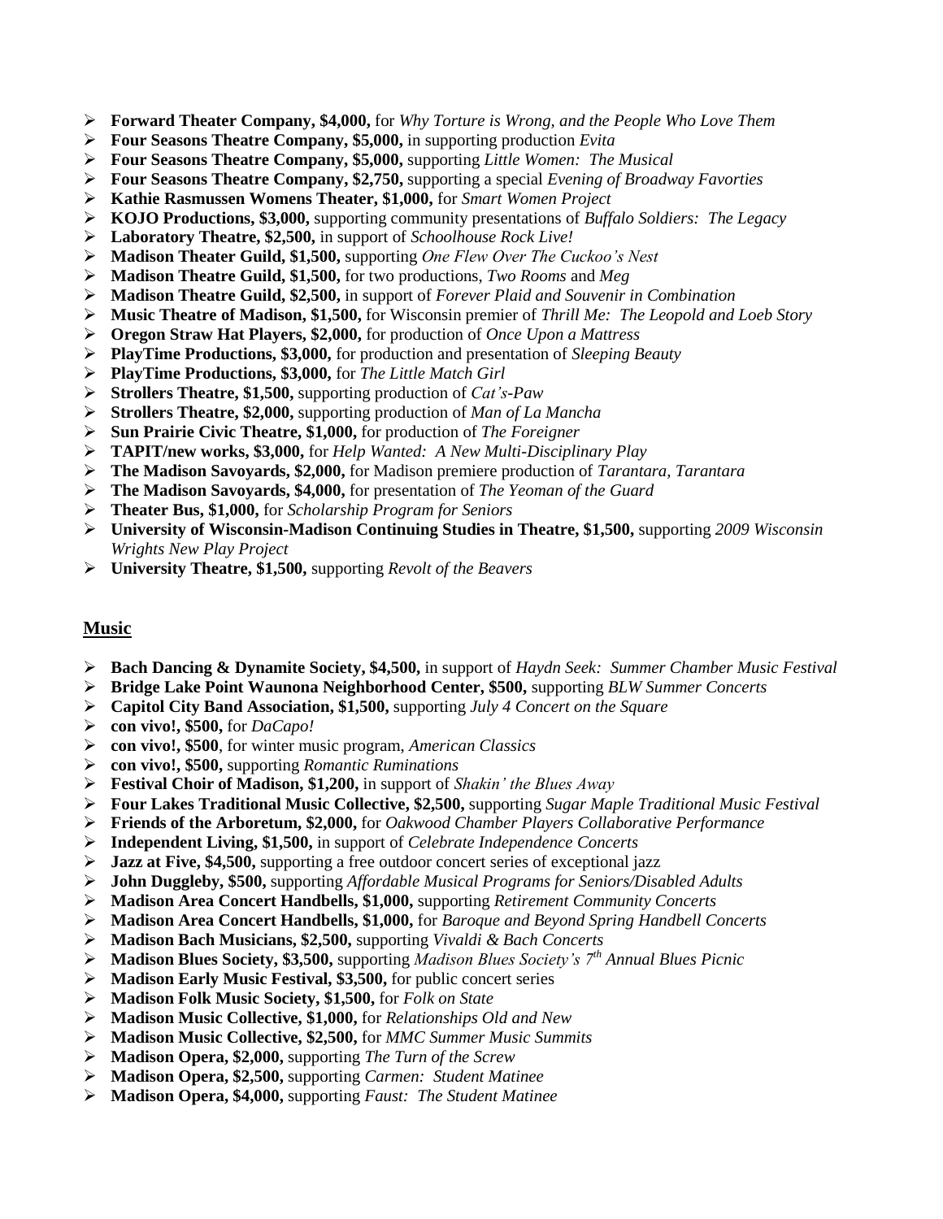- **Forward Theater Company, $4,000,** for *Why Torture is Wrong, and the People Who Love Them*
- **Four Seasons Theatre Company, $5,000,** in supporting production *Evita*
- **Four Seasons Theatre Company, $5,000,** supporting *Little Women: The Musical*
- **Four Seasons Theatre Company, $2,750,** supporting a special *Evening of Broadway Favorties*
- **Kathie Rasmussen Womens Theater, $1,000,** for *Smart Women Project*
- **KOJO Productions, $3,000,** supporting community presentations of *Buffalo Soldiers: The Legacy*
- **Laboratory Theatre, $2,500,** in support of *Schoolhouse Rock Live!*
- **Madison Theater Guild, $1,500,** supporting *One Flew Over The Cuckoo's Nest*
- **Madison Theatre Guild, $1,500,** for two productions, *Two Rooms* and *Meg*
- **Madison Theatre Guild, $2,500,** in support of *Forever Plaid and Souvenir in Combination*
- **Music Theatre of Madison, $1,500,** for Wisconsin premier of *Thrill Me: The Leopold and Loeb Story*
- **Oregon Straw Hat Players, $2,000,** for production of *Once Upon a Mattress*
- **PlayTime Productions, $3,000,** for production and presentation of *Sleeping Beauty*
- **PlayTime Productions, $3,000,** for *The Little Match Girl*
- **Strollers Theatre, $1,500,** supporting production of *Cat's-Paw*
- **Strollers Theatre, $2,000,** supporting production of *Man of La Mancha*
- **Sun Prairie Civic Theatre, $1,000,** for production of *The Foreigner*
- **TAPIT/new works, $3,000,** for *Help Wanted: A New Multi-Disciplinary Play*
- **The Madison Savoyards, $2,000,** for Madison premiere production of *Tarantara, Tarantara*
- **The Madison Savoyards, $4,000,** for presentation of *The Yeoman of the Guard*
- **Theater Bus, $1,000,** for *Scholarship Program for Seniors*
- **University of Wisconsin-Madison Continuing Studies in Theatre, $1,500,** supporting *2009 Wisconsin Wrights New Play Project*
- **University Theatre, $1,500,** supporting *Revolt of the Beavers*

## Music

- **Bach Dancing & Dynamite Society, $4,500,** in support of *Haydn Seek: Summer Chamber Music Festival*
- **Bridge Lake Point Waunona Neighborhood Center, $500,** supporting *BLW Summer Concerts*
- **Capitol City Band Association, $1,500,** supporting *July 4 Concert on the Square*
- **con vivo!, $500,** for *DaCapo!*
- **con vivo!, $500**, for winter music program, *American Classics*
- **con vivo!, $500,** supporting *Romantic Ruminations*
- **Festival Choir of Madison, $1,200,** in support of *Shakin' the Blues Away*
- **Four Lakes Traditional Music Collective, $2,500,** supporting *Sugar Maple Traditional Music Festival*
- **Friends of the Arboretum, $2,000,** for *Oakwood Chamber Players Collaborative Performance*
- **Independent Living, $1,500,** in support of *Celebrate Independence Concerts*
- **Jazz at Five, $4,500,** supporting a free outdoor concert series of exceptional jazz
- **John Duggleby, $500,** supporting *Affordable Musical Programs for Seniors/Disabled Adults*
- **Madison Area Concert Handbells, $1,000,** supporting *Retirement Community Concerts*
- **Madison Area Concert Handbells, $1,000,** for *Baroque and Beyond Spring Handbell Concerts*
- **Madison Bach Musicians, $2,500,** supporting *Vivaldi & Bach Concerts*
- **Madison Blues Society, $3,500,** supporting *Madison Blues Society's 7th Annual Blues Picnic*
- **Madison Early Music Festival, $3,500,** for public concert series
- **Madison Folk Music Society, $1,500,** for *Folk on State*
- **Madison Music Collective, $1,000,** for *Relationships Old and New*
- **Madison Music Collective, $2,500,** for *MMC Summer Music Summits*
- **Madison Opera, $2,000,** supporting *The Turn of the Screw*
- **Madison Opera, $2,500,** supporting *Carmen: Student Matinee*
- **Madison Opera, $4,000,** supporting *Faust: The Student Matinee*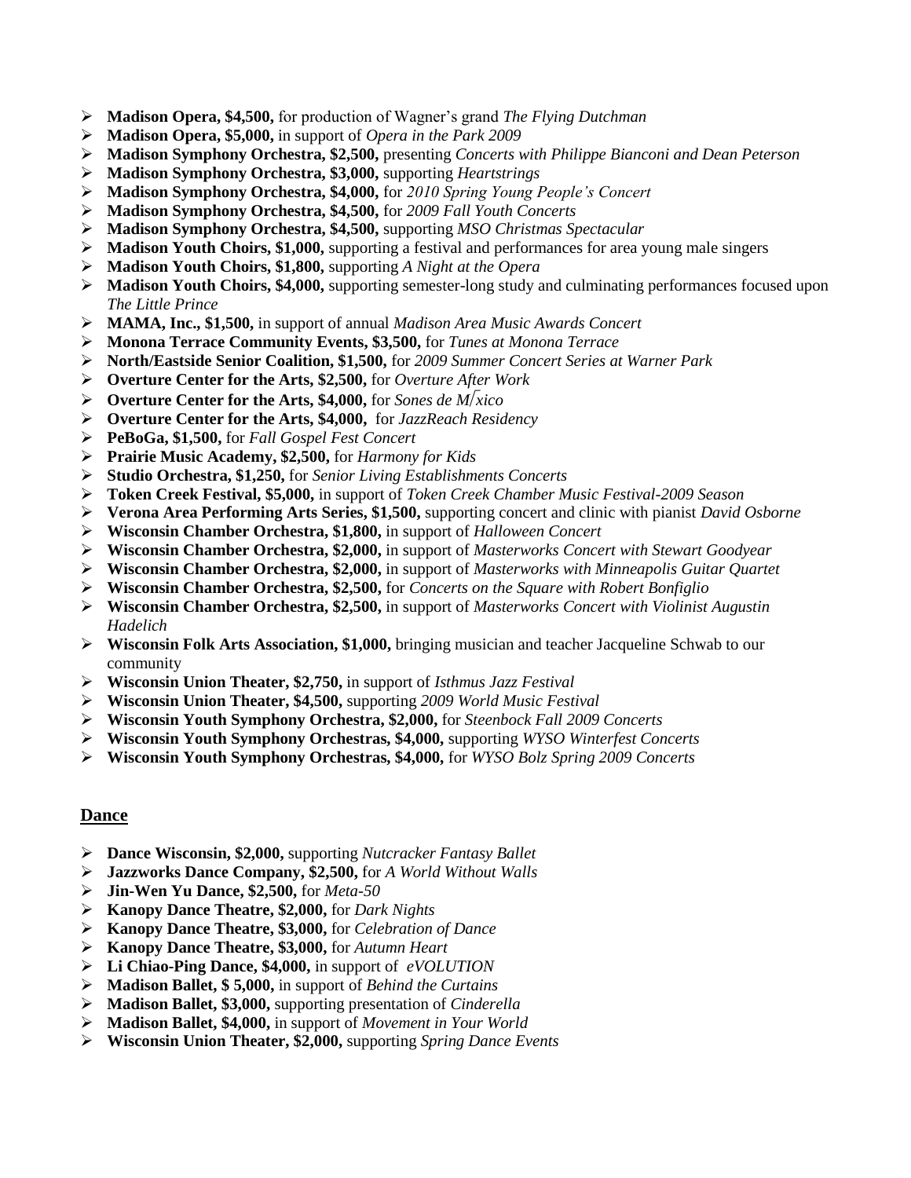- **Madison Opera, $4,500,** for production of Wagner's grand *The Flying Dutchman*
- **Madison Opera, $5,000,** in support of *Opera in the Park 2009*
- **Madison Symphony Orchestra, $2,500,** presenting *Concerts with Philippe Bianconi and Dean Peterson*
- **Madison Symphony Orchestra, $3,000,** supporting *Heartstrings*
- **Madison Symphony Orchestra, $4,000,** for *2010 Spring Young People's Concert*
- **Madison Symphony Orchestra, $4,500,** for *2009 Fall Youth Concerts*
- **Madison Symphony Orchestra, $4,500,** supporting *MSO Christmas Spectacular*
- **Madison Youth Choirs, $1,000,** supporting a festival and performances for area young male singers
- **Madison Youth Choirs, $1,800,** supporting *A Night at the Opera*
- **Madison Youth Choirs, $4,000,** supporting semester-long study and culminating performances focused upon *The Little Prince*
- **MAMA, Inc., $1,500,** in support of annual *Madison Area Music Awards Concert*
- **Monona Terrace Community Events, $3,500,** for *Tunes at Monona Terrace*
- **North/Eastside Senior Coalition, $1,500,** for *2009 Summer Concert Series at Warner Park*
- **Overture Center for the Arts, $2,500,** for *Overture After Work*
- **Overture Center for the Arts, $4,000,** for *Sones de M⎡xico*
- **Overture Center for the Arts, $4,000,** for *JazzReach Residency*
- **PeBoGa, $1,500,** for *Fall Gospel Fest Concert*
- **Prairie Music Academy, $2,500,** for *Harmony for Kids*
- **Studio Orchestra, $1,250,** for *Senior Living Establishments Concerts*
- **Token Creek Festival, $5,000,** in support of *Token Creek Chamber Music Festival-2009 Season*
- **Verona Area Performing Arts Series, $1,500,** supporting concert and clinic with pianist *David Osborne*
- **Wisconsin Chamber Orchestra, $1,800,** in support of *Halloween Concert*
- **Wisconsin Chamber Orchestra, $2,000,** in support of *Masterworks Concert with Stewart Goodyear*
- **Wisconsin Chamber Orchestra, $2,000,** in support of *Masterworks with Minneapolis Guitar Quartet*
- **Wisconsin Chamber Orchestra, $2,500,** for *Concerts on the Square with Robert Bonfiglio*
- **Wisconsin Chamber Orchestra, $2,500,** in support of *Masterworks Concert with Violinist Augustin Hadelich*
- **Wisconsin Folk Arts Association, $1,000,** bringing musician and teacher Jacqueline Schwab to our community
- **Wisconsin Union Theater, $2,750,** in support of *Isthmus Jazz Festival*
- **Wisconsin Union Theater, $4,500,** supporting *2009 World Music Festival*
- **Wisconsin Youth Symphony Orchestra, $2,000,** for *Steenbock Fall 2009 Concerts*
- **Wisconsin Youth Symphony Orchestras, $4,000,** supporting *WYSO Winterfest Concerts*
- **Wisconsin Youth Symphony Orchestras, $4,000,** for *WYSO Bolz Spring 2009 Concerts*

## Dance

- **Dance Wisconsin, $2,000,** supporting *Nutcracker Fantasy Ballet*
- **Jazzworks Dance Company, $2,500,** for *A World Without Walls*
- **Jin-Wen Yu Dance, $2,500,** for *Meta-50*
- **Kanopy Dance Theatre, $2,000,** for *Dark Nights*
- **Kanopy Dance Theatre, $3,000,** for *Celebration of Dance*
- **Kanopy Dance Theatre, $3,000,** for *Autumn Heart*
- **Li Chiao-Ping Dance, $4,000,** in support of *eVOLUTION*
- **Madison Ballet, $ 5,000,** in support of *Behind the Curtains*
- **Madison Ballet, $3,000,** supporting presentation of *Cinderella*
- **Madison Ballet, $4,000,** in support of *Movement in Your World*
- **Wisconsin Union Theater, $2,000,** supporting *Spring Dance Events*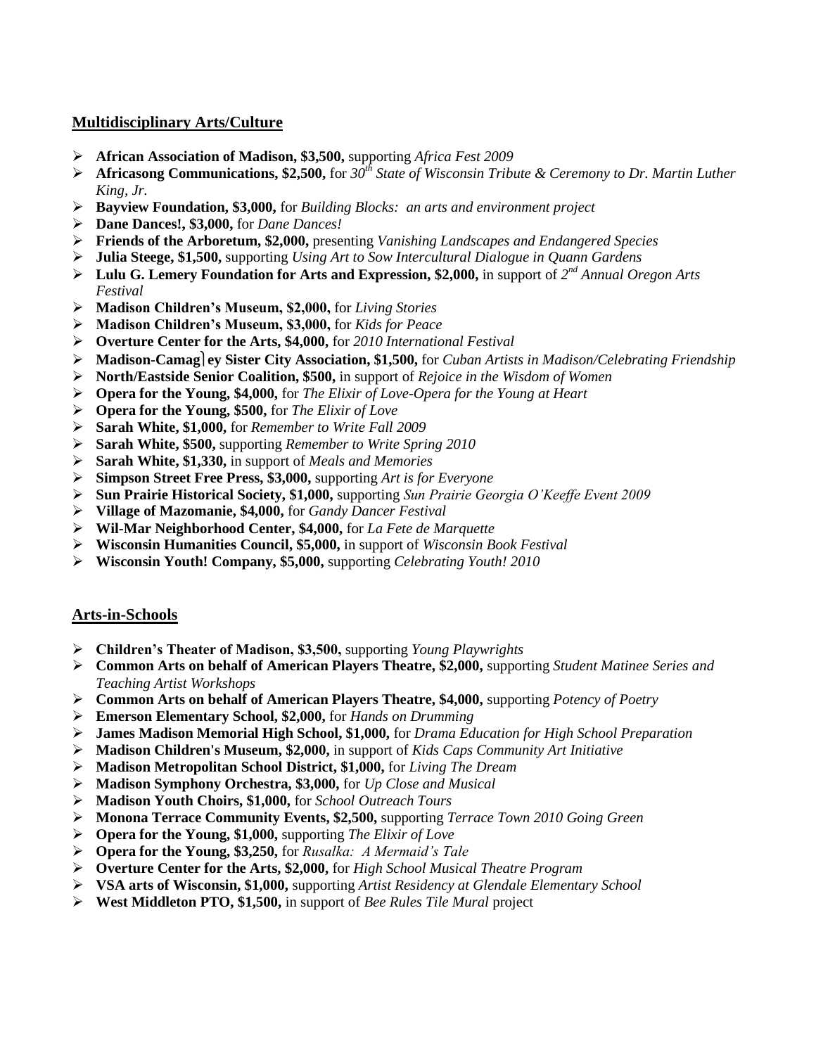## Multidisciplinary Arts/Culture

- **African Association of Madison, $3,500,** supporting *Africa Fest 2009*
- **Africasong Communications, $2,500,** for *30th State of Wisconsin Tribute & Ceremony to Dr. Martin Luther King, Jr.*
- **Bayview Foundation, $3,000,** for *Building Blocks: an arts and environment project*
- **Dane Dances!, $3,000,** for *Dane Dances!*
- **Friends of the Arboretum, $2,000,** presenting *Vanishing Landscapes and Endangered Species*
- **Julia Steege, $1,500,** supporting *Using Art to Sow Intercultural Dialogue in Quann Gardens*
- **Lulu G. Lemery Foundation for Arts and Expression, $2,000,** in support of *2nd Annual Oregon Arts Festival*
- **Madison Children's Museum, $2,000,** for *Living Stories*
- **Madison Children's Museum, $3,000,** for *Kids for Peace*
- **Overture Center for the Arts, $4,000,** for *2010 International Festival*
- **Madison-Camagüey Sister City Association, $1,500,** for *Cuban Artists in Madison/Celebrating Friendship*
- **North/Eastside Senior Coalition, $500,** in support of *Rejoice in the Wisdom of Women*
- **Opera for the Young, $4,000,** for *The Elixir of Love-Opera for the Young at Heart*
- **Opera for the Young, $500,** for *The Elixir of Love*
- **Sarah White, $1,000,** for *Remember to Write Fall 2009*
- **Sarah White, $500,** supporting *Remember to Write Spring 2010*
- **Sarah White, $1,330,** in support of *Meals and Memories*
- **Simpson Street Free Press, $3,000,** supporting *Art is for Everyone*
- **Sun Prairie Historical Society, $1,000,** supporting *Sun Prairie Georgia O'Keeffe Event 2009*
- **Village of Mazomanie, $4,000,** for *Gandy Dancer Festival*
- **Wil-Mar Neighborhood Center, $4,000,** for *La Fete de Marquette*
- **Wisconsin Humanities Council, $5,000,** in support of *Wisconsin Book Festival*
- **Wisconsin Youth! Company, $5,000,** supporting *Celebrating Youth! 2010*

## Arts-in-Schools

- **Children's Theater of Madison, $3,500,** supporting *Young Playwrights*
- **Common Arts on behalf of American Players Theatre, $2,000,** supporting *Student Matinee Series and Teaching Artist Workshops*
- **Common Arts on behalf of American Players Theatre, $4,000,** supporting *Potency of Poetry*
- **Emerson Elementary School, $2,000,** for *Hands on Drumming*
- **James Madison Memorial High School, $1,000,** for *Drama Education for High School Preparation*
- **Madison Children's Museum, $2,000,** in support of *Kids Caps Community Art Initiative*
- **Madison Metropolitan School District, $1,000,** for *Living The Dream*
- **Madison Symphony Orchestra, $3,000,** for *Up Close and Musical*
- **Madison Youth Choirs, $1,000,** for *School Outreach Tours*
- **Monona Terrace Community Events, $2,500,** supporting *Terrace Town 2010 Going Green*
- **Opera for the Young, $1,000,** supporting *The Elixir of Love*
- **Opera for the Young, $3,250,** for *Rusalka: A Mermaid's Tale*
- **Overture Center for the Arts, $2,000,** for *High School Musical Theatre Program*
- **VSA arts of Wisconsin, $1,000,** supporting *Artist Residency at Glendale Elementary School*
- **West Middleton PTO, $1,500,** in support of *Bee Rules Tile Mural* project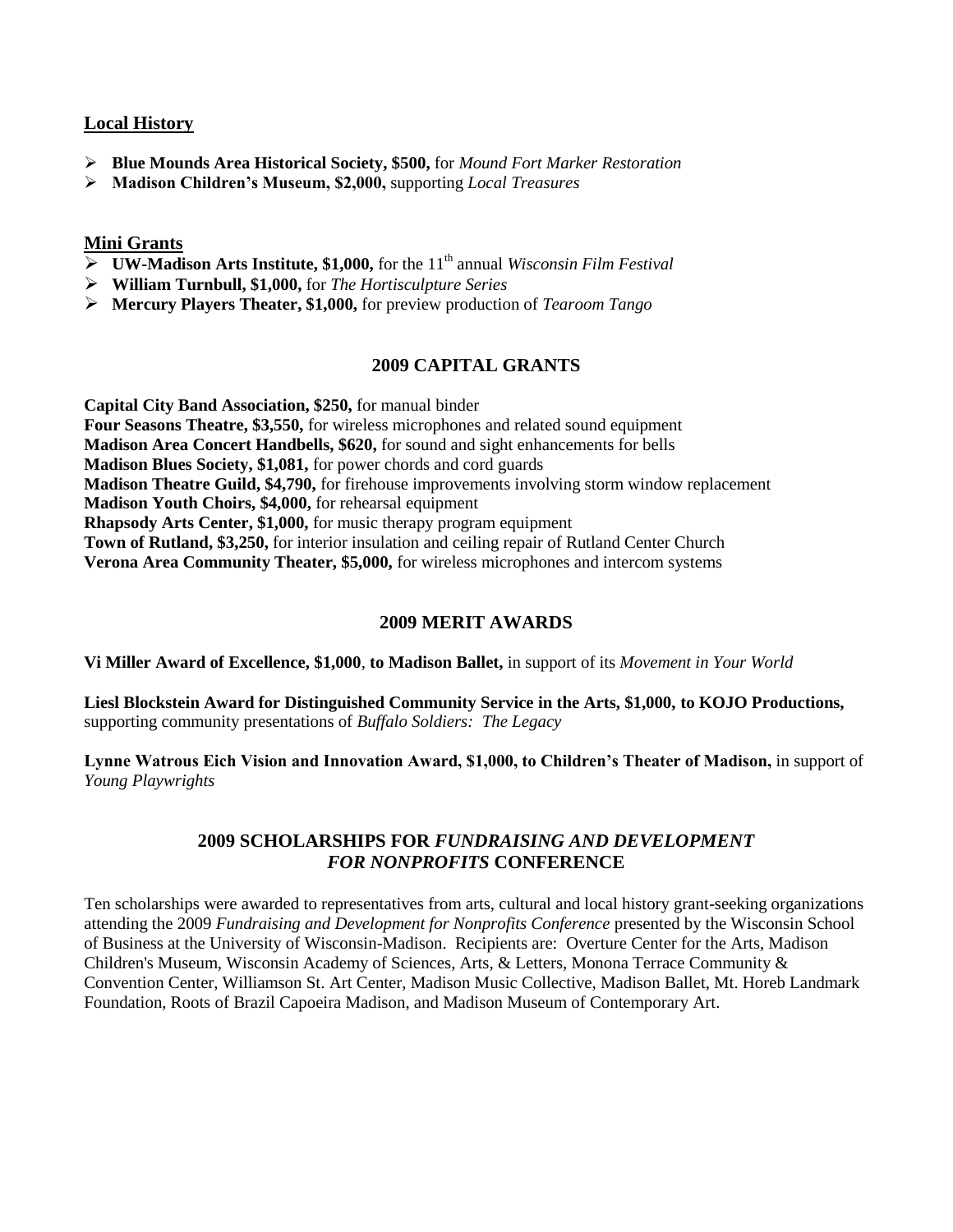### Local History

- **Blue Mounds Area Historical Society, $500,** for *Mound Fort Marker Restoration*
- **Madison Children's Museum, $2,000,** supporting *Local Treasures*

### Mini Grants

- **UW-Madison Arts Institute, $1,000,** for the 11th annual *Wisconsin Film Festival*
- **William Turnbull, $1,000,** for *The Hortisculpture Series*
- **Mercury Players Theater, $1,000,** for preview production of *Tearoom Tango*

## 2009 CAPITAL GRANTS

**Capital City Band Association, $250,** for manual binder
**Four Seasons Theatre, $3,550,** for wireless microphones and related sound equipment
**Madison Area Concert Handbells, $620,** for sound and sight enhancements for bells
**Madison Blues Society, $1,081,** for power chords and cord guards
**Madison Theatre Guild, $4,790,** for firehouse improvements involving storm window replacement
**Madison Youth Choirs, $4,000,** for rehearsal equipment
**Rhapsody Arts Center, $1,000,** for music therapy program equipment
**Town of Rutland, $3,250,** for interior insulation and ceiling repair of Rutland Center Church
**Verona Area Community Theater, $5,000,** for wireless microphones and intercom systems

## 2009 MERIT AWARDS

**Vi Miller Award of Excellence, $1,000**, **to Madison Ballet,** in support of its *Movement in Your World*

**Liesl Blockstein Award for Distinguished Community Service in the Arts, $1,000, to KOJO Productions,** supporting community presentations of *Buffalo Soldiers: The Legacy*

**Lynne Watrous Eich Vision and Innovation Award, $1,000, to Children's Theater of Madison,** in support of *Young Playwrights*

## 2009 SCHOLARSHIPS FOR *FUNDRAISING AND DEVELOPMENT FOR NONPROFITS* CONFERENCE

Ten scholarships were awarded to representatives from arts, cultural and local history grant-seeking organizations attending the 2009 *Fundraising and Development for Nonprofits Conference* presented by the Wisconsin School of Business at the University of Wisconsin-Madison. Recipients are: Overture Center for the Arts, Madison Children's Museum, Wisconsin Academy of Sciences, Arts, & Letters, Monona Terrace Community & Convention Center, Williamson St. Art Center, Madison Music Collective, Madison Ballet, Mt. Horeb Landmark Foundation, Roots of Brazil Capoeira Madison, and Madison Museum of Contemporary Art.